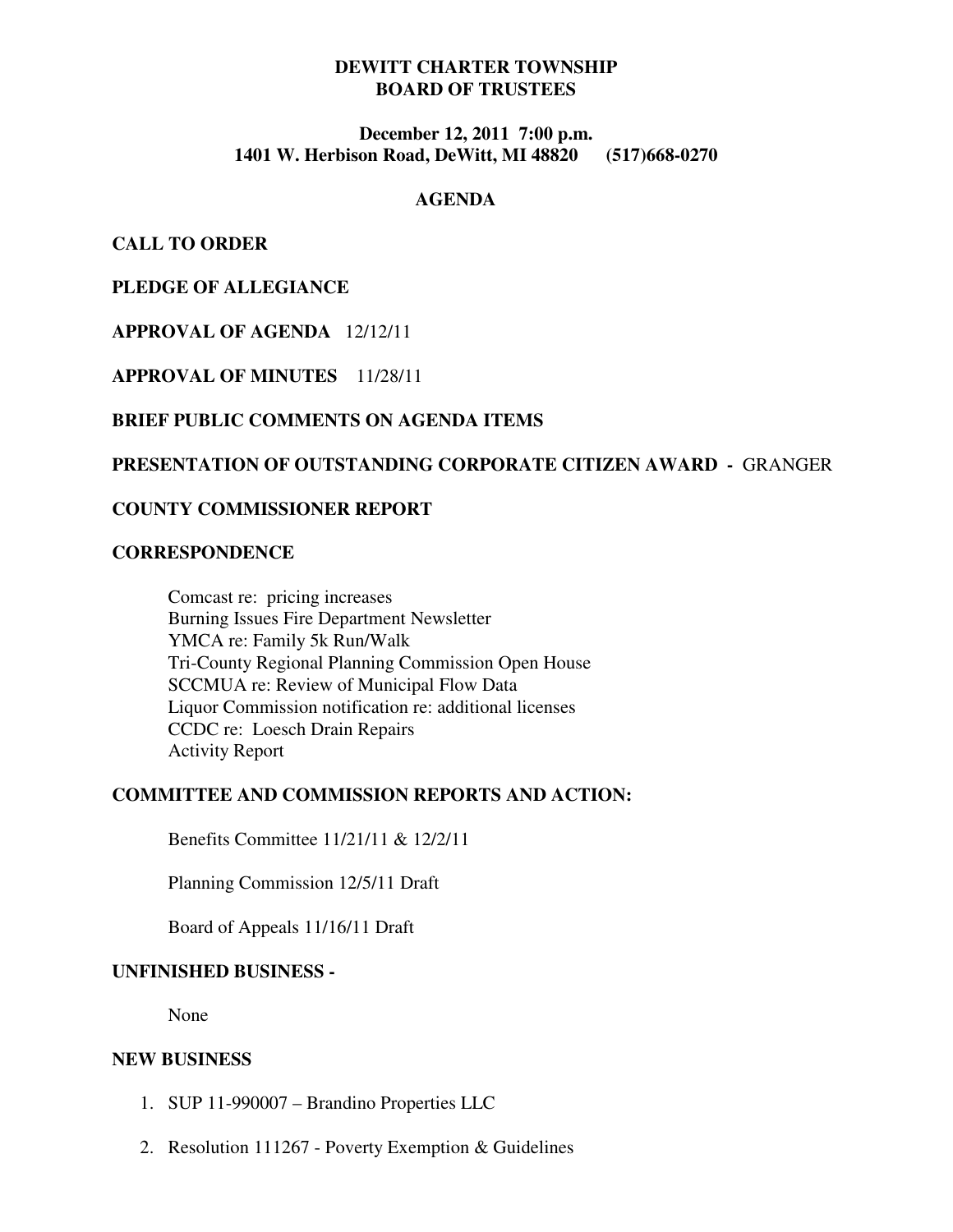# DEWITT CHARTER TOWNSHIP
# BOARD OF TRUSTEES

**December 12, 2011 7:00 p.m.**
**1401 W. Herbison Road, DeWitt, MI 48820 (517)668-0270**

## AGENDA

**CALL TO ORDER**

**PLEDGE OF ALLEGIANCE**

**APPROVAL OF AGENDA** 12/12/11

**APPROVAL OF MINUTES** 11/28/11

**BRIEF PUBLIC COMMENTS ON AGENDA ITEMS**

**PRESENTATION OF OUTSTANDING CORPORATE CITIZEN AWARD -** GRANGER

**COUNTY COMMISSIONER REPORT**

**CORRESPONDENCE**

Comcast re: pricing increases
Burning Issues Fire Department Newsletter
YMCA re: Family 5k Run/Walk
Tri-County Regional Planning Commission Open House
SCCMUA re: Review of Municipal Flow Data
Liquor Commission notification re: additional licenses
CCDC re: Loesch Drain Repairs
Activity Report

**COMMITTEE AND COMMISSION REPORTS AND ACTION:**

Benefits Committee 11/21/11 & 12/2/11

Planning Commission 12/5/11 Draft

Board of Appeals 11/16/11 Draft

**UNFINISHED BUSINESS -**

None

**NEW BUSINESS**

1. SUP 11-990007 – Brandino Properties LLC

2. Resolution 111267 - Poverty Exemption & Guidelines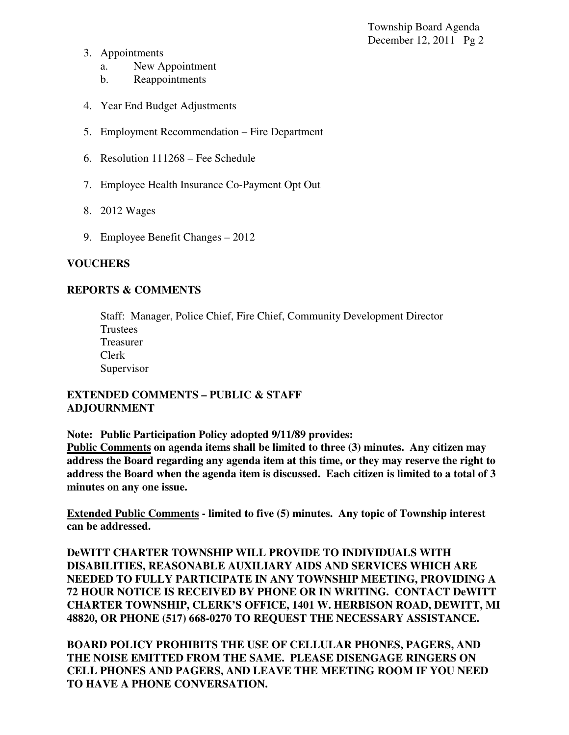3. Appointments
   a. New Appointment
   b. Reappointments

4. Year End Budget Adjustments

5. Employment Recommendation – Fire Department

6. Resolution 111268 – Fee Schedule

7. Employee Health Insurance Co-Payment Opt Out

8. 2012 Wages

9. Employee Benefit Changes – 2012

**VOUCHERS**

**REPORTS & COMMENTS**

Staff: Manager, Police Chief, Fire Chief, Community Development Director
Trustees
Treasurer
Clerk
Supervisor

**EXTENDED COMMENTS – PUBLIC & STAFF**
**ADJOURNMENT**

**Note: Public Participation Policy adopted 9/11/89 provides:**
**<u>Public Comments</u> on agenda items shall be limited to three (3) minutes. Any citizen may address the Board regarding any agenda item at this time, or they may reserve the right to address the Board when the agenda item is discussed. Each citizen is limited to a total of 3 minutes on any one issue.**

**<u>Extended Public Comments</u> - limited to five (5) minutes. Any topic of Township interest can be addressed.**

**DeWITT CHARTER TOWNSHIP WILL PROVIDE TO INDIVIDUALS WITH DISABILITIES, REASONABLE AUXILIARY AIDS AND SERVICES WHICH ARE NEEDED TO FULLY PARTICIPATE IN ANY TOWNSHIP MEETING, PROVIDING A 72 HOUR NOTICE IS RECEIVED BY PHONE OR IN WRITING. CONTACT DeWITT CHARTER TOWNSHIP, CLERK'S OFFICE, 1401 W. HERBISON ROAD, DEWITT, MI 48820, OR PHONE (517) 668-0270 TO REQUEST THE NECESSARY ASSISTANCE.**

**BOARD POLICY PROHIBITS THE USE OF CELLULAR PHONES, PAGERS, AND THE NOISE EMITTED FROM THE SAME. PLEASE DISENGAGE RINGERS ON CELL PHONES AND PAGERS, AND LEAVE THE MEETING ROOM IF YOU NEED TO HAVE A PHONE CONVERSATION.**